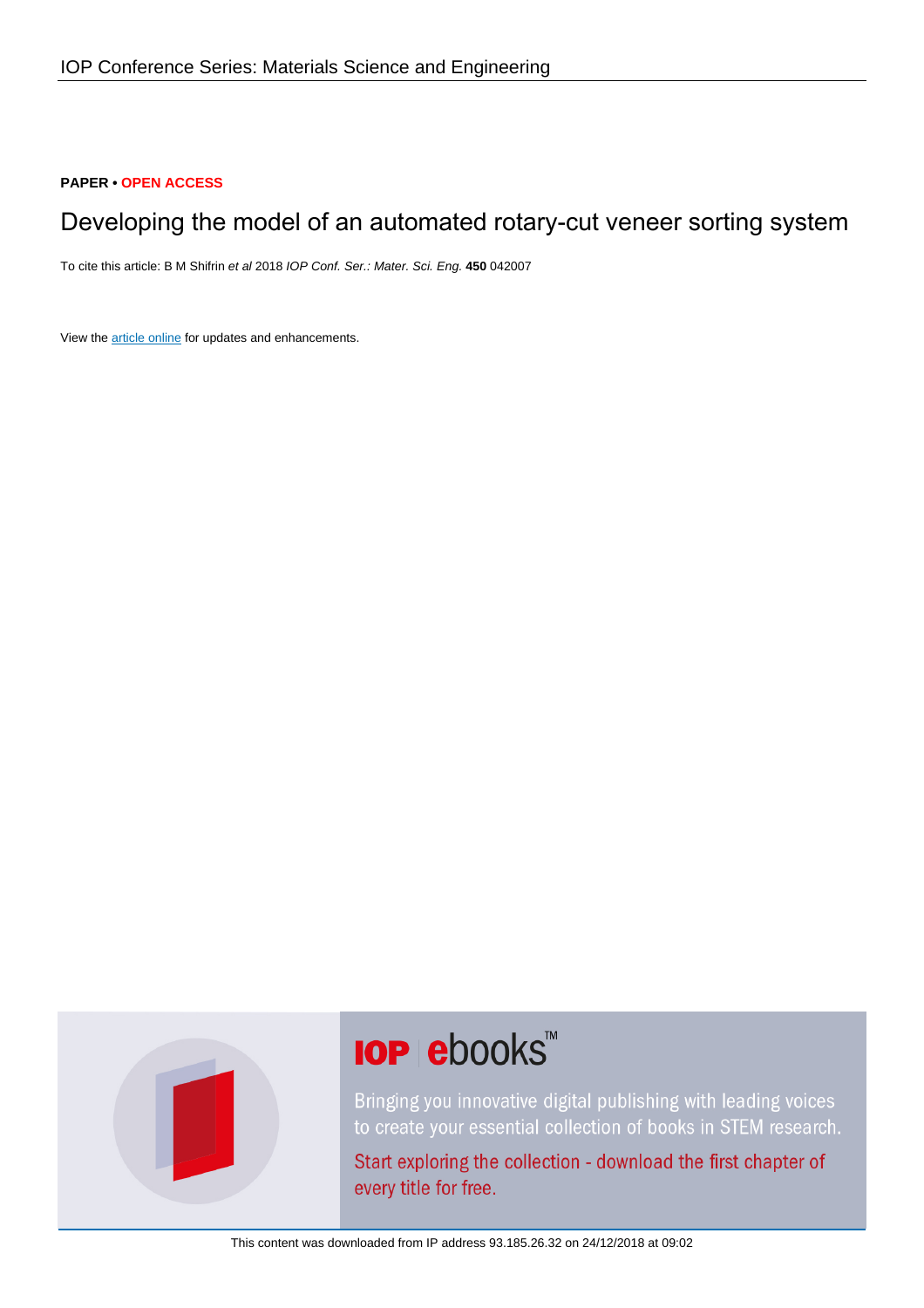**PAPER • OPEN ACCESS**

# Developing the model of an automated rotary-cut veneer sorting system

To cite this article: B M Shifrin *et al* 2018 *IOP Conf. Ser.: Mater. Sci. Eng.* **450** 042007

View the article online for updates and enhancements.

This content was downloaded from IP address 93.185.26.32 on 24/12/2018 at 09:02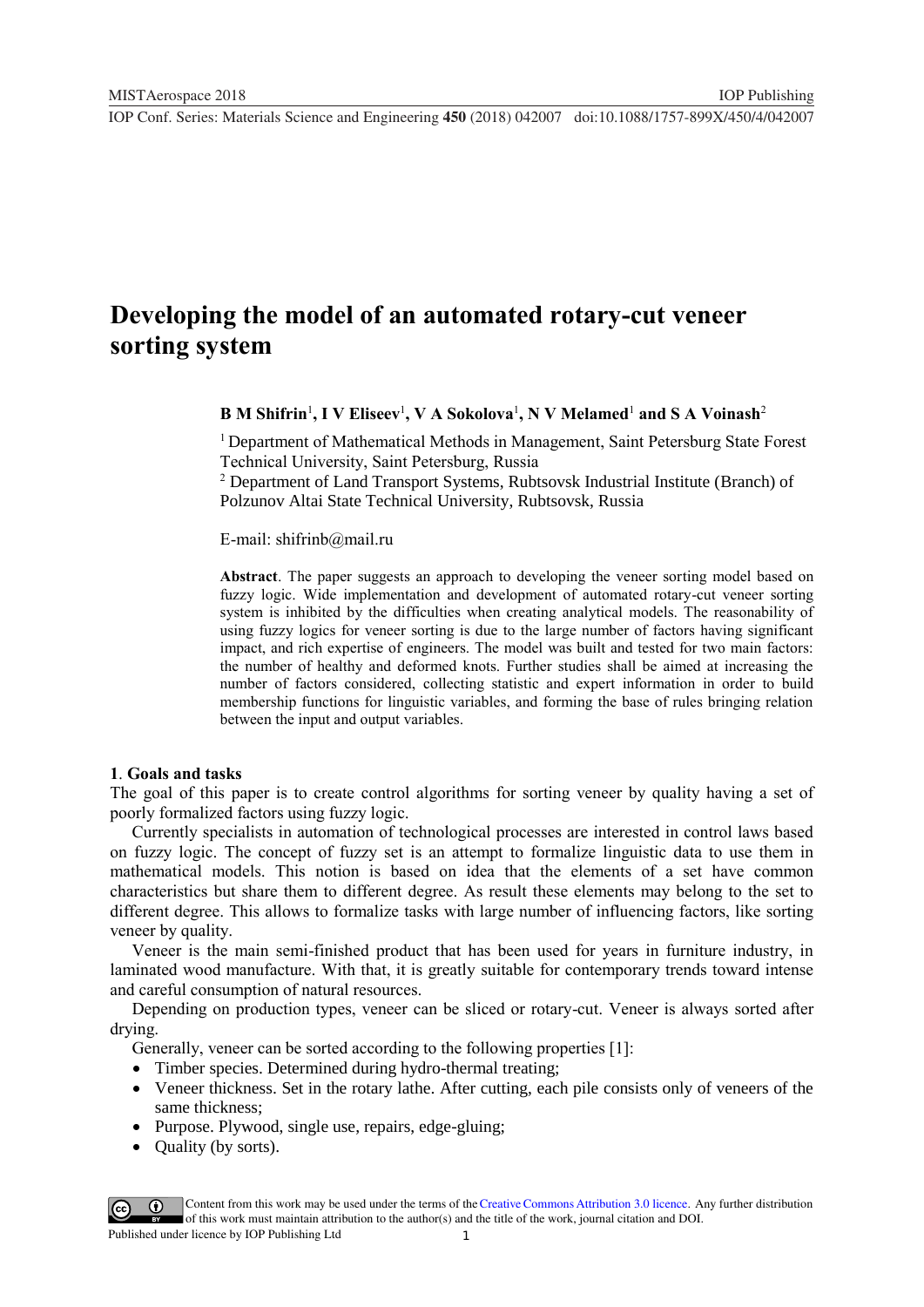# Developing the model of an automated rotary-cut veneer sorting system

**B M Shifrin**[1], **I V Eliseev**[1], **V A Sokolova**[1], **N V Melamed**[1] **and S A Voinash**[2]

[1] Department of Mathematical Methods in Management, Saint Petersburg State Forest Technical University, Saint Petersburg, Russia

[2] Department of Land Transport Systems, Rubtsovsk Industrial Institute (Branch) of Polzunov Altai State Technical University, Rubtsovsk, Russia

E-mail: shifrinb@mail.ru

**Abstract**. The paper suggests an approach to developing the veneer sorting model based on fuzzy logic. Wide implementation and development of automated rotary-cut veneer sorting system is inhibited by the difficulties when creating analytical models. The reasonability of using fuzzy logics for veneer sorting is due to the large number of factors having significant impact, and rich expertise of engineers. The model was built and tested for two main factors: the number of healthy and deformed knots. Further studies shall be aimed at increasing the number of factors considered, collecting statistic and expert information in order to build membership functions for linguistic variables, and forming the base of rules bringing relation between the input and output variables.

## 1. Goals and tasks

The goal of this paper is to create control algorithms for sorting veneer by quality having a set of poorly formalized factors using fuzzy logic.

Currently specialists in automation of technological processes are interested in control laws based on fuzzy logic. The concept of fuzzy set is an attempt to formalize linguistic data to use them in mathematical models. This notion is based on idea that the elements of a set have common characteristics but share them to different degree. As result these elements may belong to the set to different degree. This allows to formalize tasks with large number of influencing factors, like sorting veneer by quality.

Veneer is the main semi-finished product that has been used for years in furniture industry, in laminated wood manufacture. With that, it is greatly suitable for contemporary trends toward intense and careful consumption of natural resources.

Depending on production types, veneer can be sliced or rotary-cut. Veneer is always sorted after drying.

Generally, veneer can be sorted according to the following properties [1]:

- Timber species. Determined during hydro-thermal treating;
- Veneer thickness. Set in the rotary lathe. After cutting, each pile consists only of veneers of the same thickness;
- Purpose. Plywood, single use, repairs, edge-gluing;
- Quality (by sorts).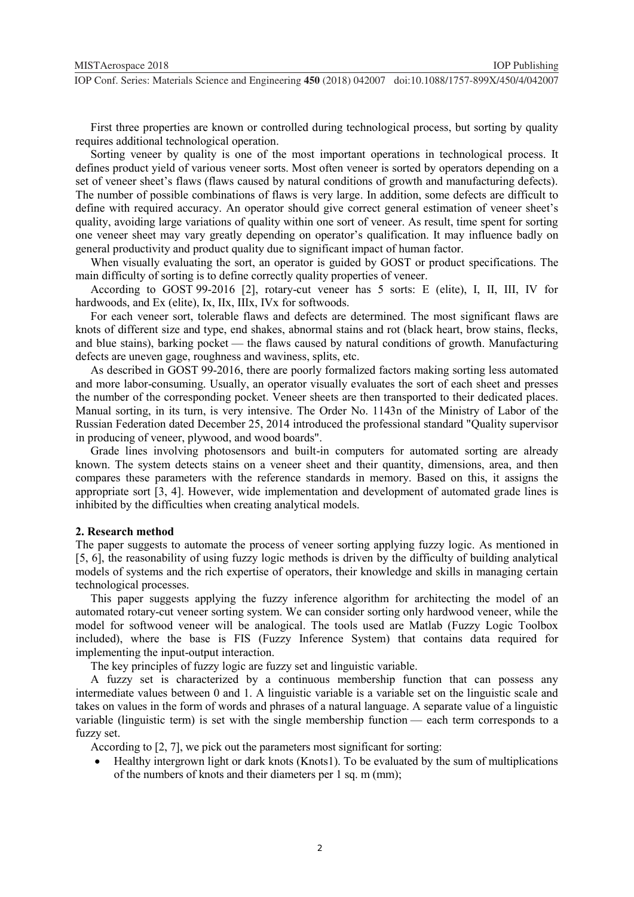First three properties are known or controlled during technological process, but sorting by quality requires additional technological operation.

Sorting veneer by quality is one of the most important operations in technological process. It defines product yield of various veneer sorts. Most often veneer is sorted by operators depending on a set of veneer sheet's flaws (flaws caused by natural conditions of growth and manufacturing defects). The number of possible combinations of flaws is very large. In addition, some defects are difficult to define with required accuracy. An operator should give correct general estimation of veneer sheet's quality, avoiding large variations of quality within one sort of veneer. As result, time spent for sorting one veneer sheet may vary greatly depending on operator's qualification. It may influence badly on general productivity and product quality due to significant impact of human factor.

When visually evaluating the sort, an operator is guided by GOST or product specifications. The main difficulty of sorting is to define correctly quality properties of veneer.

According to GOST 99-2016 [2], rotary-cut veneer has 5 sorts: E (elite), I, II, III, IV for hardwoods, and Ex (elite), Ix, IIx, IIIx, IVx for softwoods.

For each veneer sort, tolerable flaws and defects are determined. The most significant flaws are knots of different size and type, end shakes, abnormal stains and rot (black heart, brow stains, flecks, and blue stains), barking pocket — the flaws caused by natural conditions of growth. Manufacturing defects are uneven gage, roughness and waviness, splits, etc.

As described in GOST 99-2016, there are poorly formalized factors making sorting less automated and more labor-consuming. Usually, an operator visually evaluates the sort of each sheet and presses the number of the corresponding pocket. Veneer sheets are then transported to their dedicated places. Manual sorting, in its turn, is very intensive. The Order No. 1143n of the Ministry of Labor of the Russian Federation dated December 25, 2014 introduced the professional standard "Quality supervisor in producing of veneer, plywood, and wood boards".

Grade lines involving photosensors and built-in computers for automated sorting are already known. The system detects stains on a veneer sheet and their quantity, dimensions, area, and then compares these parameters with the reference standards in memory. Based on this, it assigns the appropriate sort [3, 4]. However, wide implementation and development of automated grade lines is inhibited by the difficulties when creating analytical models.

## 2. Research method

The paper suggests to automate the process of veneer sorting applying fuzzy logic. As mentioned in [5, 6], the reasonability of using fuzzy logic methods is driven by the difficulty of building analytical models of systems and the rich expertise of operators, their knowledge and skills in managing certain technological processes.

This paper suggests applying the fuzzy inference algorithm for architecting the model of an automated rotary-cut veneer sorting system. We can consider sorting only hardwood veneer, while the model for softwood veneer will be analogical. The tools used are Matlab (Fuzzy Logic Toolbox included), where the base is FIS (Fuzzy Inference System) that contains data required for implementing the input-output interaction.

The key principles of fuzzy logic are fuzzy set and linguistic variable.

A fuzzy set is characterized by a continuous membership function that can possess any intermediate values between 0 and 1. A linguistic variable is a variable set on the linguistic scale and takes on values in the form of words and phrases of a natural language. A separate value of a linguistic variable (linguistic term) is set with the single membership function — each term corresponds to a fuzzy set.

According to [2, 7], we pick out the parameters most significant for sorting:

- Healthy intergrown light or dark knots (Knots1). To be evaluated by the sum of multiplications of the numbers of knots and their diameters per 1 sq. m (mm);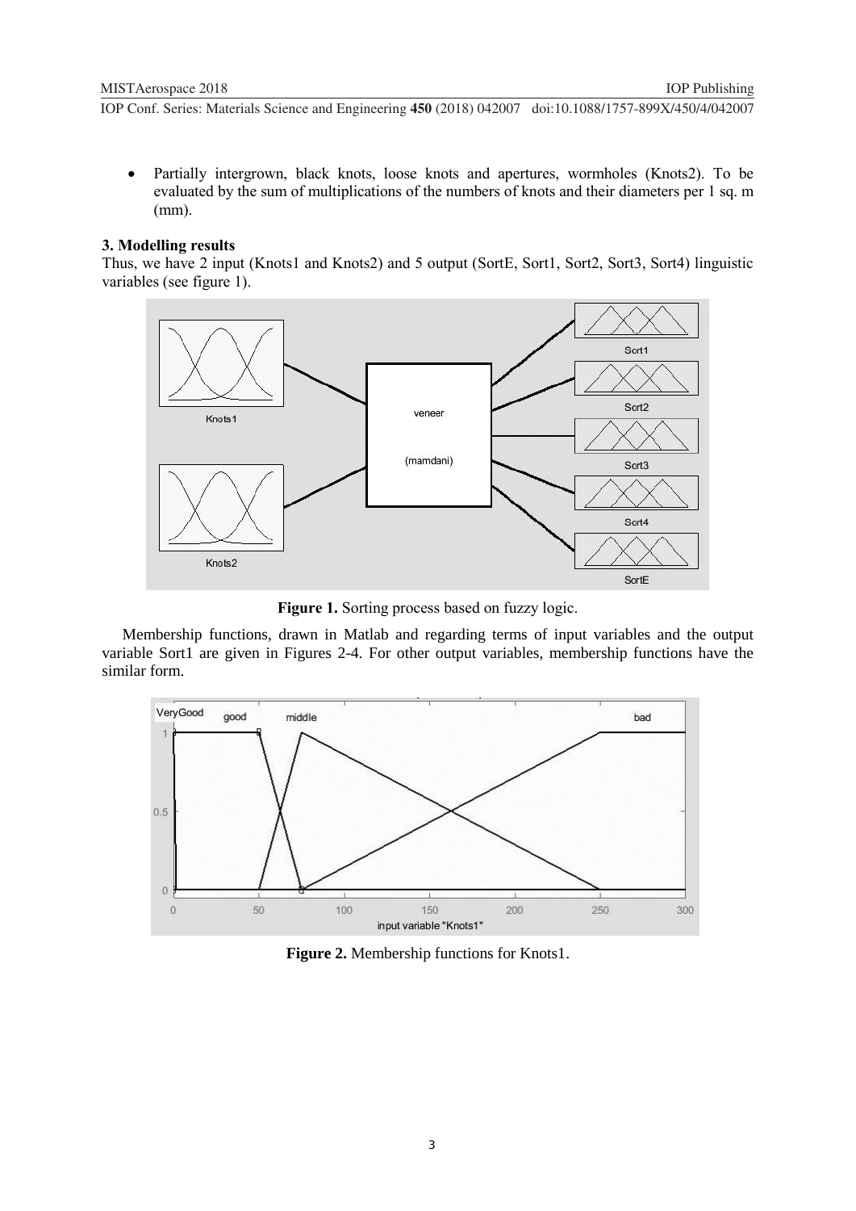- Partially intergrown, black knots, loose knots and apertures, wormholes (Knots2). To be evaluated by the sum of multiplications of the numbers of knots and their diameters per 1 sq. m (mm).

### 3. Modelling results

Thus, we have 2 input (Knots1 and Knots2) and 5 output (SortE, Sort1, Sort2, Sort3, Sort4) linguistic variables (see figure 1).

**Figure 1.** Sorting process based on fuzzy logic.

Membership functions, drawn in Matlab and regarding terms of input variables and the output variable Sort1 are given in Figures 2-4. For other output variables, membership functions have the similar form.

**Figure 2.** Membership functions for Knots1.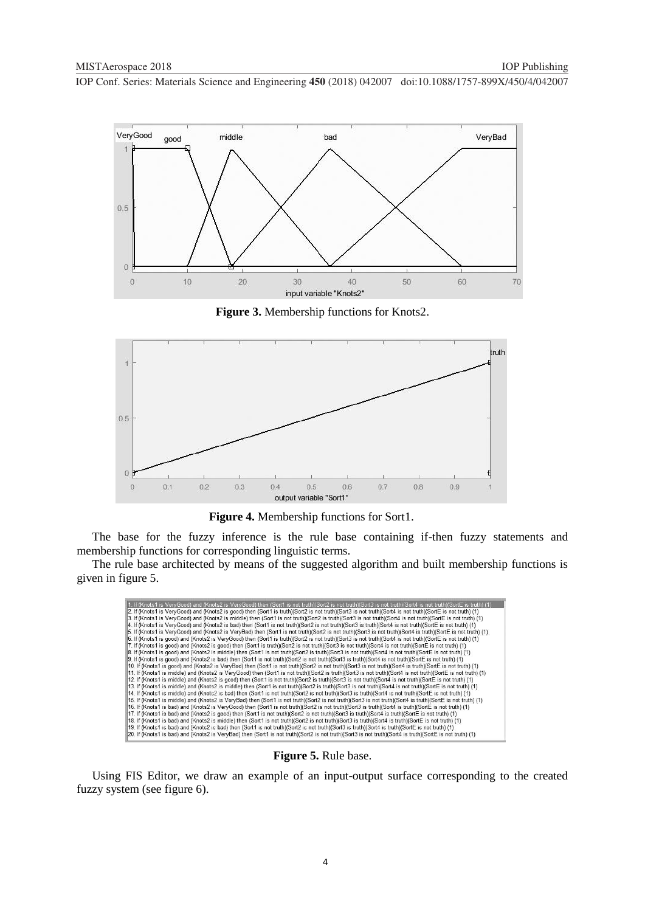**Figure 3.** Membership functions for Knots2.

**Figure 4.** Membership functions for Sort1.

The base for the fuzzy inference is the rule base containing if-then fuzzy statements and membership functions for corresponding linguistic terms.

The rule base architected by means of the suggested algorithm and built membership functions is given in figure 5.

**Figure 5.** Rule base.

Using FIS Editor, we draw an example of an input-output surface corresponding to the created fuzzy system (see figure 6).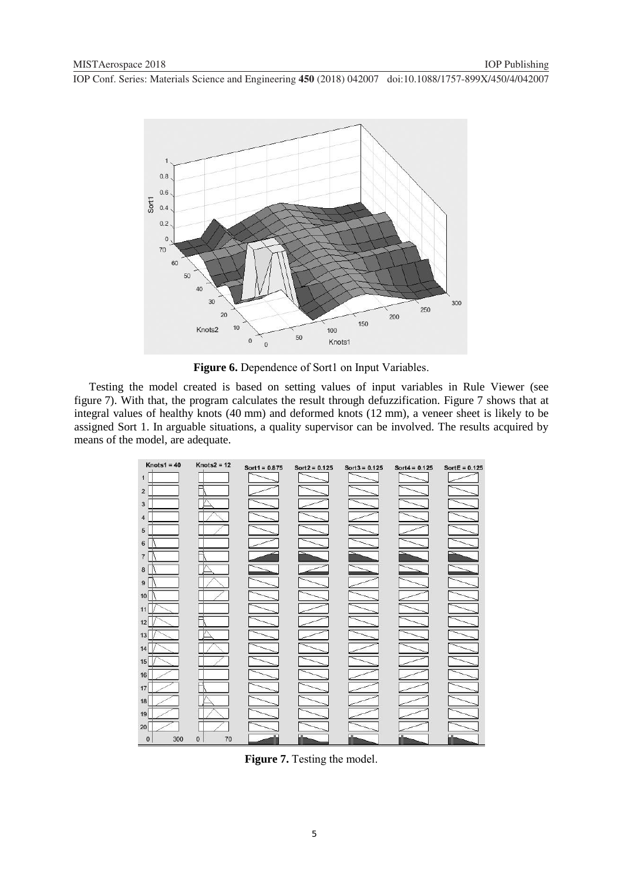**Figure 6.** Dependence of Sort1 on Input Variables.

Testing the model created is based on setting values of input variables in Rule Viewer (see figure 7). With that, the program calculates the result through defuzzification. Figure 7 shows that at integral values of healthy knots (40 mm) and deformed knots (12 mm), a veneer sheet is likely to be assigned Sort 1. In arguable situations, a quality supervisor can be involved. The results acquired by means of the model, are adequate.

**Figure 7.** Testing the model.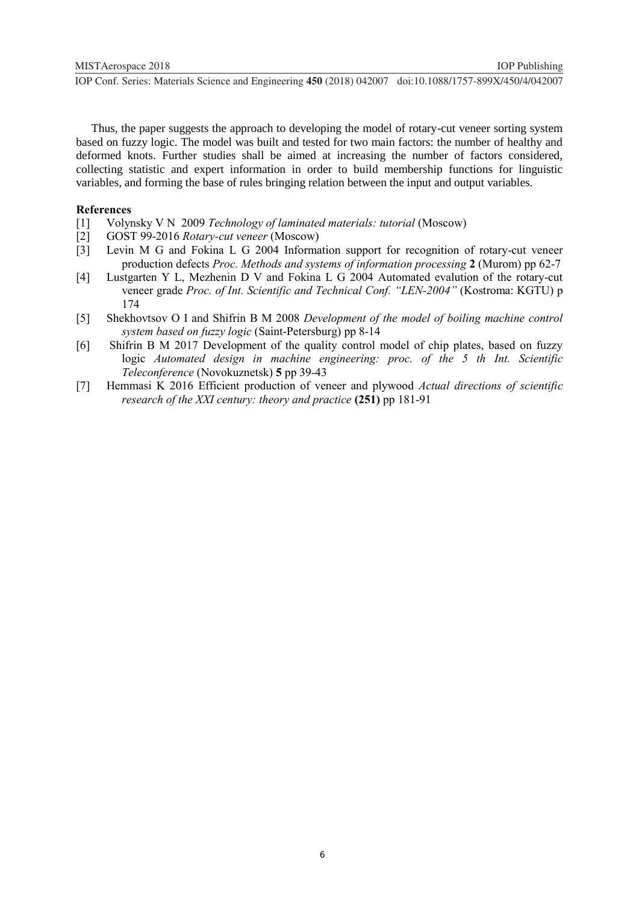Thus, the paper suggests the approach to developing the model of rotary-cut veneer sorting system based on fuzzy logic. The model was built and tested for two main factors: the number of healthy and deformed knots. Further studies shall be aimed at increasing the number of factors considered, collecting statistic and expert information in order to build membership functions for linguistic variables, and forming the base of rules bringing relation between the input and output variables.

## References

[1] Volynsky V N 2009 *Technology of laminated materials: tutorial* (Moscow)

[2] GOST 99-2016 *Rotary-cut veneer* (Moscow)

[3] Levin M G and Fokina L G 2004 Information support for recognition of rotary-cut veneer production defects *Proc. Methods and systems of information processing* **2** (Murom) pp 62-7

[4] Lustgarten Y L, Mezhenin D V and Fokina L G 2004 Automated evalution of the rotary-cut veneer grade *Proc. of Int. Scientific and Technical Conf. "LEN-2004"* (Kostroma: KGTU) p 174

[5] Shekhovtsov O I and Shifrin B M 2008 *Development of the model of boiling machine control system based on fuzzy logic* (Saint-Petersburg) pp 8-14

[6] Shifrin B M 2017 Development of the quality control model of chip plates, based on fuzzy logic *Automated design in machine engineering: proc. of the 5 th Int. Scientific Teleconference* (Novokuznetsk) **5** pp 39-43

[7] Hemmasi K 2016 Efficient production of veneer and plywood *Actual directions of scientific research of the XXI century: theory and practice* **(251)** pp 181-91